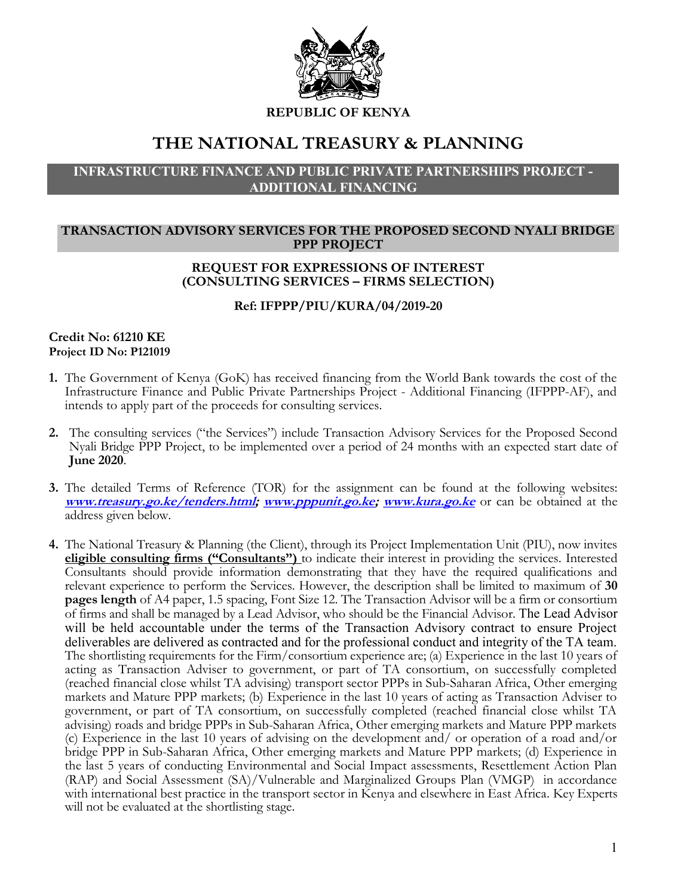**REPUBLIC OF KENYA**

# THE NATIONAL TREASURY & PLANNING

## INFRASTRUCTURE FINANCE AND PUBLIC PRIVATE PARTNERSHIPS PROJECT - ADDITIONAL FINANCING

## TRANSACTION ADVISORY SERVICES FOR THE PROPOSED SECOND NYALI BRIDGE PPP PROJECT

### REQUEST FOR EXPRESSIONS OF INTEREST (CONSULTING SERVICES – FIRMS SELECTION)

**Ref: IFPPP/PIU/KURA/04/2019-20**

**Credit No: 61210 KE**
**Project ID No: P121019**

1. The Government of Kenya (GoK) has received financing from the World Bank towards the cost of the Infrastructure Finance and Public Private Partnerships Project - Additional Financing (IFPPP-AF), and intends to apply part of the proceeds for consulting services.

2. The consulting services ("the Services") include Transaction Advisory Services for the Proposed Second Nyali Bridge PPP Project, to be implemented over a period of 24 months with an expected start date of **June 2020**.

3. The detailed Terms of Reference (TOR) for the assignment can be found at the following websites: ***www.treasury.go.ke/tenders.html*; *www.pppunit.go.ke*; *www.kura.go.ke*** or can be obtained at the address given below.

4. The National Treasury & Planning (the Client), through its Project Implementation Unit (PIU), now invites **eligible consulting firms ("Consultants")** to indicate their interest in providing the services. Interested Consultants should provide information demonstrating that they have the required qualifications and relevant experience to perform the Services. However, the description shall be limited to maximum of **30 pages length** of A4 paper, 1.5 spacing, Font Size 12. The Transaction Advisor will be a firm or consortium of firms and shall be managed by a Lead Advisor, who should be the Financial Advisor. The Lead Advisor will be held accountable under the terms of the Transaction Advisory contract to ensure Project deliverables are delivered as contracted and for the professional conduct and integrity of the TA team. The shortlisting requirements for the Firm/consortium experience are; (a) Experience in the last 10 years of acting as Transaction Adviser to government, or part of TA consortium, on successfully completed (reached financial close whilst TA advising) transport sector PPPs in Sub-Saharan Africa, Other emerging markets and Mature PPP markets; (b) Experience in the last 10 years of acting as Transaction Adviser to government, or part of TA consortium, on successfully completed (reached financial close whilst TA advising) roads and bridge PPPs in Sub-Saharan Africa, Other emerging markets and Mature PPP markets (c) Experience in the last 10 years of advising on the development and/ or operation of a road and/or bridge PPP in Sub-Saharan Africa, Other emerging markets and Mature PPP markets; (d) Experience in the last 5 years of conducting Environmental and Social Impact assessments, Resettlement Action Plan (RAP) and Social Assessment (SA)/Vulnerable and Marginalized Groups Plan (VMGP) in accordance with international best practice in the transport sector in Kenya and elsewhere in East Africa. Key Experts will not be evaluated at the shortlisting stage.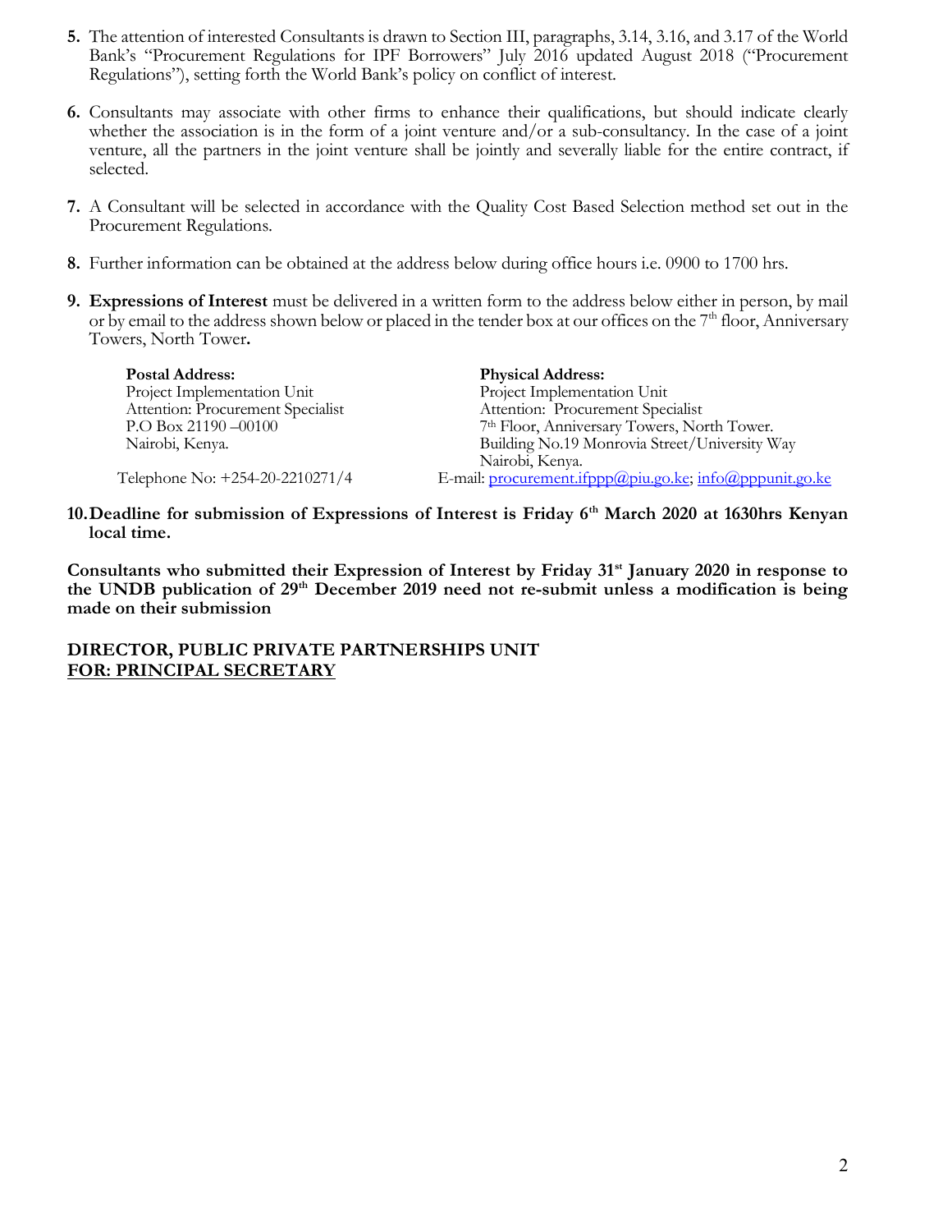**5.** The attention of interested Consultants is drawn to Section III, paragraphs, 3.14, 3.16, and 3.17 of the World Bank's "Procurement Regulations for IPF Borrowers" July 2016 updated August 2018 ("Procurement Regulations"), setting forth the World Bank's policy on conflict of interest.

**6.** Consultants may associate with other firms to enhance their qualifications, but should indicate clearly whether the association is in the form of a joint venture and/or a sub-consultancy. In the case of a joint venture, all the partners in the joint venture shall be jointly and severally liable for the entire contract, if selected.

**7.** A Consultant will be selected in accordance with the Quality Cost Based Selection method set out in the Procurement Regulations.

**8.** Further information can be obtained at the address below during office hours i.e. 0900 to 1700 hrs.

**9.** **Expressions of Interest** must be delivered in a written form to the address below either in person, by mail or by email to the address shown below or placed in the tender box at our offices on the 7th floor, Anniversary Towers, North Tower**.**

| **Postal Address:** | **Physical Address:** |
|---|---|
| Project Implementation Unit | Project Implementation Unit |
| Attention: Procurement Specialist | Attention: Procurement Specialist |
| P.O Box 21190 –00100 | 7th Floor, Anniversary Towers, North Tower. |
| Nairobi, Kenya. | Building No.19 Monrovia Street/University Way |
| | Nairobi, Kenya. |
| Telephone No: +254-20-2210271/4 | E-mail: procurement.ifppp@piu.go.ke; info@pppunit.go.ke |

**10. Deadline for submission of Expressions of Interest is Friday 6th March 2020 at 1630hrs Kenyan local time.**

**Consultants who submitted their Expression of Interest by Friday 31st January 2020 in response to the UNDB publication of 29th December 2019 need not re-submit unless a modification is being made on their submission**

**DIRECTOR, PUBLIC PRIVATE PARTNERSHIPS UNIT**
**FOR: PRINCIPAL SECRETARY**